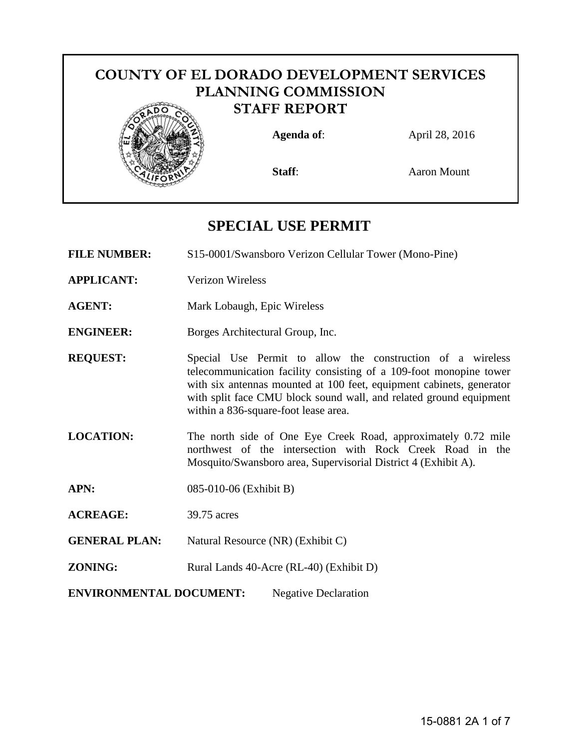# COUNTY OF EL DORADO DEVELOPMENT SERVICES PLANNING COMMISSION STAFF REPORT

**Agenda of**: April 28, 2016

**Staff**: Aaron Mount

## SPECIAL USE PERMIT

**FILE NUMBER:** S15-0001/Swansboro Verizon Cellular Tower (Mono-Pine)

**APPLICANT:** Verizon Wireless

**AGENT:** Mark Lobaugh, Epic Wireless

**ENGINEER:** Borges Architectural Group, Inc.

**REQUEST:** Special Use Permit to allow the construction of a wireless telecommunication facility consisting of a 109-foot monopine tower with six antennas mounted at 100 feet, equipment cabinets, generator with split face CMU block sound wall, and related ground equipment within a 836-square-foot lease area.

**LOCATION:** The north side of One Eye Creek Road, approximately 0.72 mile northwest of the intersection with Rock Creek Road in the Mosquito/Swansboro area, Supervisorial District 4 (Exhibit A).

**APN:** 085-010-06 (Exhibit B)

**ACREAGE:** 39.75 acres

**GENERAL PLAN:** Natural Resource (NR) (Exhibit C)

**ZONING:** Rural Lands 40-Acre (RL-40) (Exhibit D)

**ENVIRONMENTAL DOCUMENT:** Negative Declaration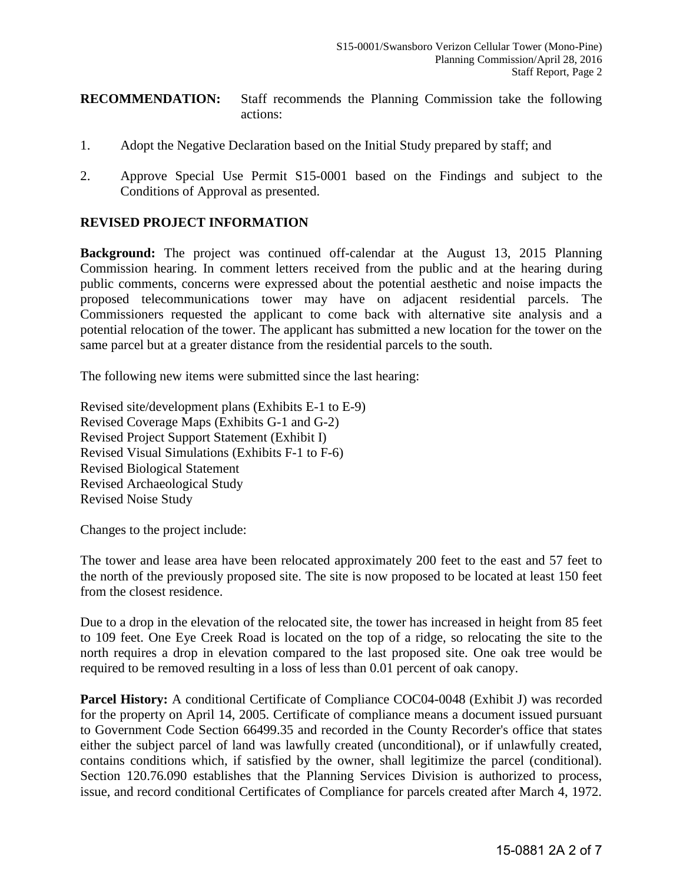**RECOMMENDATION:** Staff recommends the Planning Commission take the following actions:

1. Adopt the Negative Declaration based on the Initial Study prepared by staff; and

2. Approve Special Use Permit S15-0001 based on the Findings and subject to the Conditions of Approval as presented.

**REVISED PROJECT INFORMATION**

**Background:** The project was continued off-calendar at the August 13, 2015 Planning Commission hearing. In comment letters received from the public and at the hearing during public comments, concerns were expressed about the potential aesthetic and noise impacts the proposed telecommunications tower may have on adjacent residential parcels. The Commissioners requested the applicant to come back with alternative site analysis and a potential relocation of the tower. The applicant has submitted a new location for the tower on the same parcel but at a greater distance from the residential parcels to the south.

The following new items were submitted since the last hearing:

Revised site/development plans (Exhibits E-1 to E-9)
Revised Coverage Maps (Exhibits G-1 and G-2)
Revised Project Support Statement (Exhibit I)
Revised Visual Simulations (Exhibits F-1 to F-6)
Revised Biological Statement
Revised Archaeological Study
Revised Noise Study

Changes to the project include:

The tower and lease area have been relocated approximately 200 feet to the east and 57 feet to the north of the previously proposed site. The site is now proposed to be located at least 150 feet from the closest residence.

Due to a drop in the elevation of the relocated site, the tower has increased in height from 85 feet to 109 feet. One Eye Creek Road is located on the top of a ridge, so relocating the site to the north requires a drop in elevation compared to the last proposed site. One oak tree would be required to be removed resulting in a loss of less than 0.01 percent of oak canopy.

**Parcel History:** A conditional Certificate of Compliance COC04-0048 (Exhibit J) was recorded for the property on April 14, 2005. Certificate of compliance means a document issued pursuant to Government Code Section 66499.35 and recorded in the County Recorder's office that states either the subject parcel of land was lawfully created (unconditional), or if unlawfully created, contains conditions which, if satisfied by the owner, shall legitimize the parcel (conditional). Section 120.76.090 establishes that the Planning Services Division is authorized to process, issue, and record conditional Certificates of Compliance for parcels created after March 4, 1972.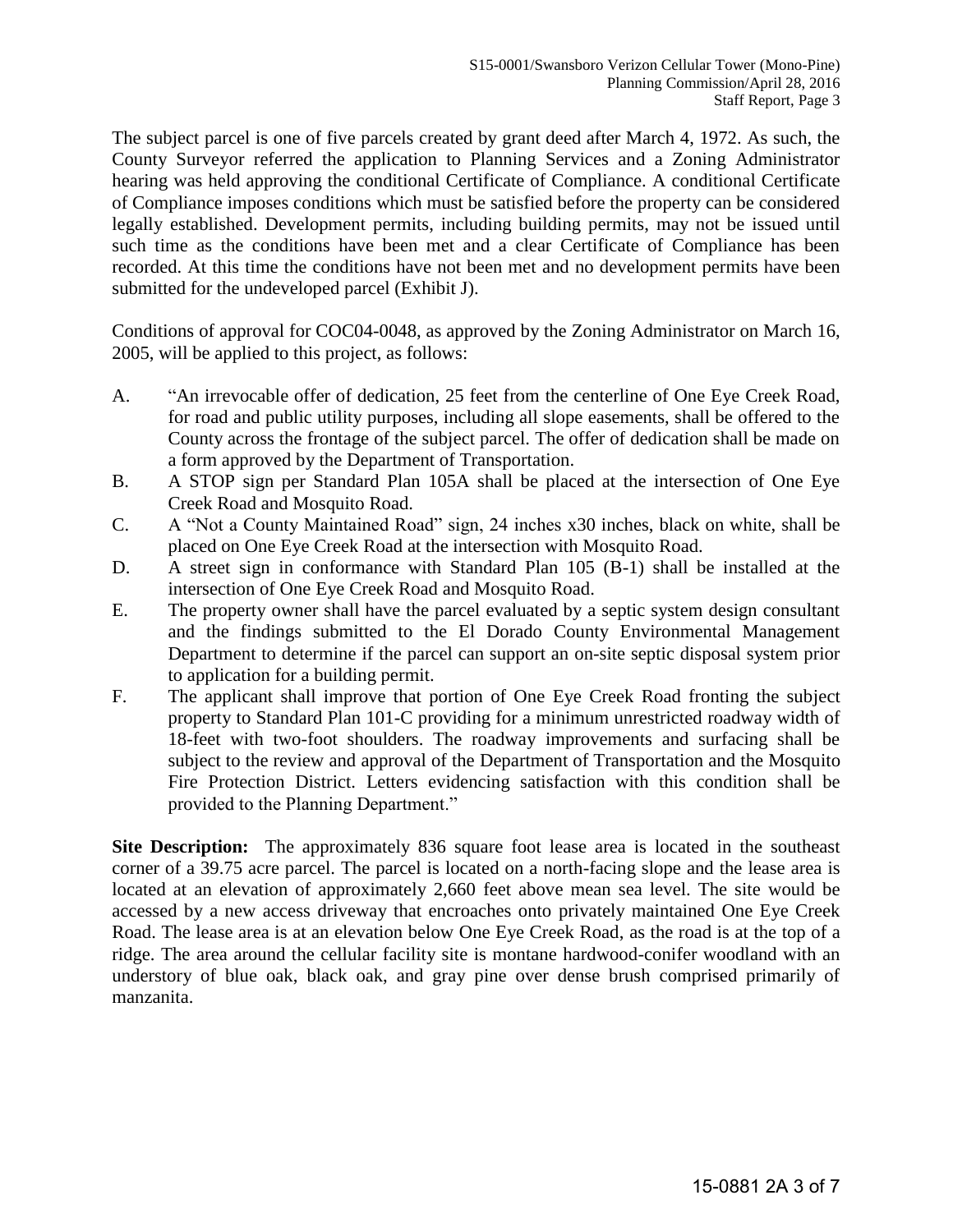The subject parcel is one of five parcels created by grant deed after March 4, 1972. As such, the County Surveyor referred the application to Planning Services and a Zoning Administrator hearing was held approving the conditional Certificate of Compliance. A conditional Certificate of Compliance imposes conditions which must be satisfied before the property can be considered legally established. Development permits, including building permits, may not be issued until such time as the conditions have been met and a clear Certificate of Compliance has been recorded. At this time the conditions have not been met and no development permits have been submitted for the undeveloped parcel (Exhibit J).

Conditions of approval for COC04-0048, as approved by the Zoning Administrator on March 16, 2005, will be applied to this project, as follows:

A. "An irrevocable offer of dedication, 25 feet from the centerline of One Eye Creek Road, for road and public utility purposes, including all slope easements, shall be offered to the County across the frontage of the subject parcel. The offer of dedication shall be made on a form approved by the Department of Transportation.

B. A STOP sign per Standard Plan 105A shall be placed at the intersection of One Eye Creek Road and Mosquito Road.

C. A "Not a County Maintained Road" sign, 24 inches x30 inches, black on white, shall be placed on One Eye Creek Road at the intersection with Mosquito Road.

D. A street sign in conformance with Standard Plan 105 (B-1) shall be installed at the intersection of One Eye Creek Road and Mosquito Road.

E. The property owner shall have the parcel evaluated by a septic system design consultant and the findings submitted to the El Dorado County Environmental Management Department to determine if the parcel can support an on-site septic disposal system prior to application for a building permit.

F. The applicant shall improve that portion of One Eye Creek Road fronting the subject property to Standard Plan 101-C providing for a minimum unrestricted roadway width of 18-feet with two-foot shoulders. The roadway improvements and surfacing shall be subject to the review and approval of the Department of Transportation and the Mosquito Fire Protection District. Letters evidencing satisfaction with this condition shall be provided to the Planning Department."

**Site Description:** The approximately 836 square foot lease area is located in the southeast corner of a 39.75 acre parcel. The parcel is located on a north-facing slope and the lease area is located at an elevation of approximately 2,660 feet above mean sea level. The site would be accessed by a new access driveway that encroaches onto privately maintained One Eye Creek Road. The lease area is at an elevation below One Eye Creek Road, as the road is at the top of a ridge. The area around the cellular facility site is montane hardwood-conifer woodland with an understory of blue oak, black oak, and gray pine over dense brush comprised primarily of manzanita.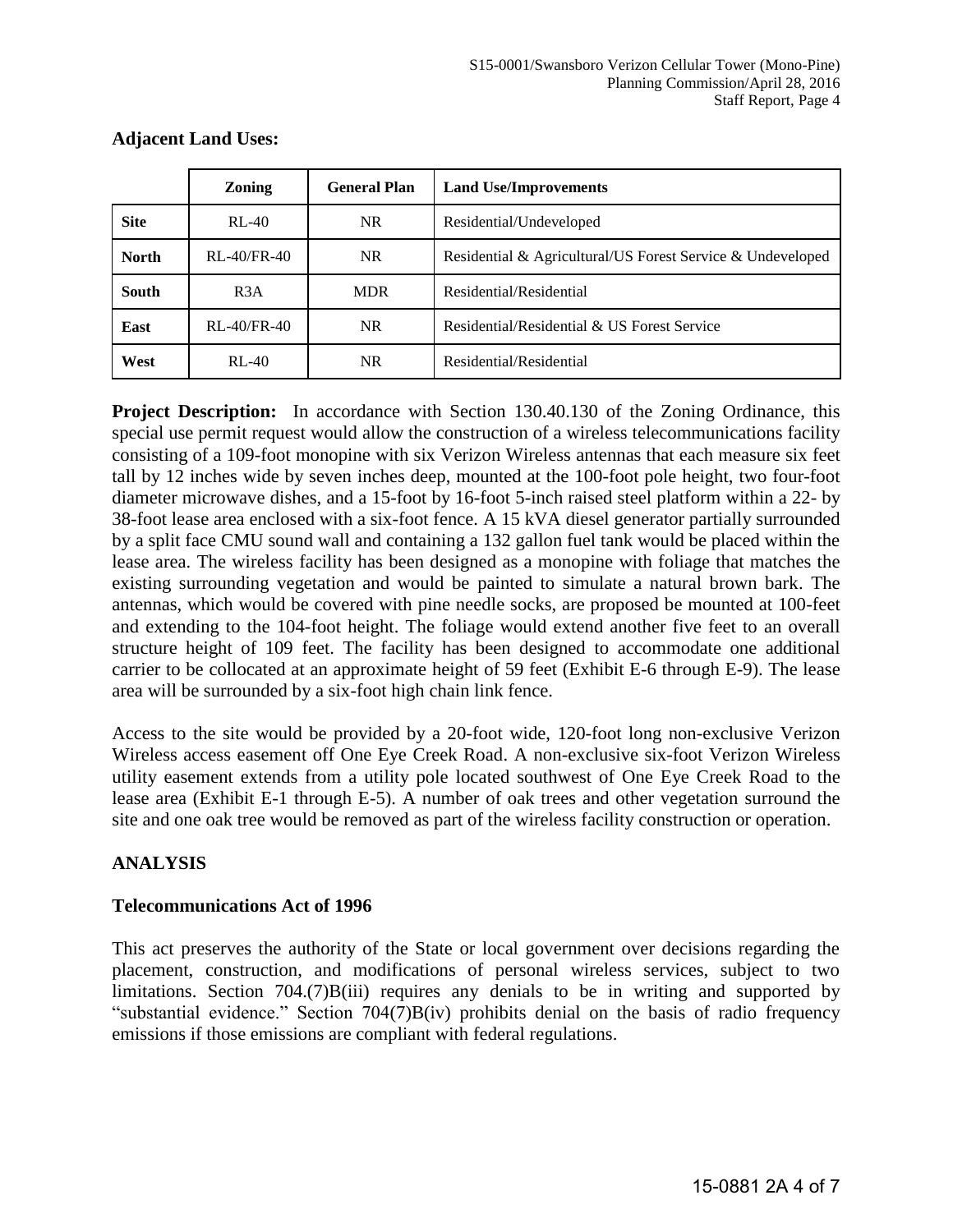**Adjacent Land Uses:**

| | Zoning | General Plan | Land Use/Improvements |
|---|---|---|---|
| **Site** | RL-40 | NR | Residential/Undeveloped |
| **North** | RL-40/FR-40 | NR | Residential & Agricultural/US Forest Service & Undeveloped |
| **South** | R3A | MDR | Residential/Residential |
| **East** | RL-40/FR-40 | NR | Residential/Residential & US Forest Service |
| **West** | RL-40 | NR | Residential/Residential |

**Project Description:** In accordance with Section 130.40.130 of the Zoning Ordinance, this special use permit request would allow the construction of a wireless telecommunications facility consisting of a 109-foot monopine with six Verizon Wireless antennas that each measure six feet tall by 12 inches wide by seven inches deep, mounted at the 100-foot pole height, two four-foot diameter microwave dishes, and a 15-foot by 16-foot 5-inch raised steel platform within a 22- by 38-foot lease area enclosed with a six-foot fence. A 15 kVA diesel generator partially surrounded by a split face CMU sound wall and containing a 132 gallon fuel tank would be placed within the lease area. The wireless facility has been designed as a monopine with foliage that matches the existing surrounding vegetation and would be painted to simulate a natural brown bark. The antennas, which would be covered with pine needle socks, are proposed be mounted at 100-feet and extending to the 104-foot height. The foliage would extend another five feet to an overall structure height of 109 feet. The facility has been designed to accommodate one additional carrier to be collocated at an approximate height of 59 feet (Exhibit E-6 through E-9). The lease area will be surrounded by a six-foot high chain link fence.

Access to the site would be provided by a 20-foot wide, 120-foot long non-exclusive Verizon Wireless access easement off One Eye Creek Road. A non-exclusive six-foot Verizon Wireless utility easement extends from a utility pole located southwest of One Eye Creek Road to the lease area (Exhibit E-1 through E-5). A number of oak trees and other vegetation surround the site and one oak tree would be removed as part of the wireless facility construction or operation.

## ANALYSIS

### Telecommunications Act of 1996

This act preserves the authority of the State or local government over decisions regarding the placement, construction, and modifications of personal wireless services, subject to two limitations. Section 704.(7)B(iii) requires any denials to be in writing and supported by "substantial evidence." Section 704(7)B(iv) prohibits denial on the basis of radio frequency emissions if those emissions are compliant with federal regulations.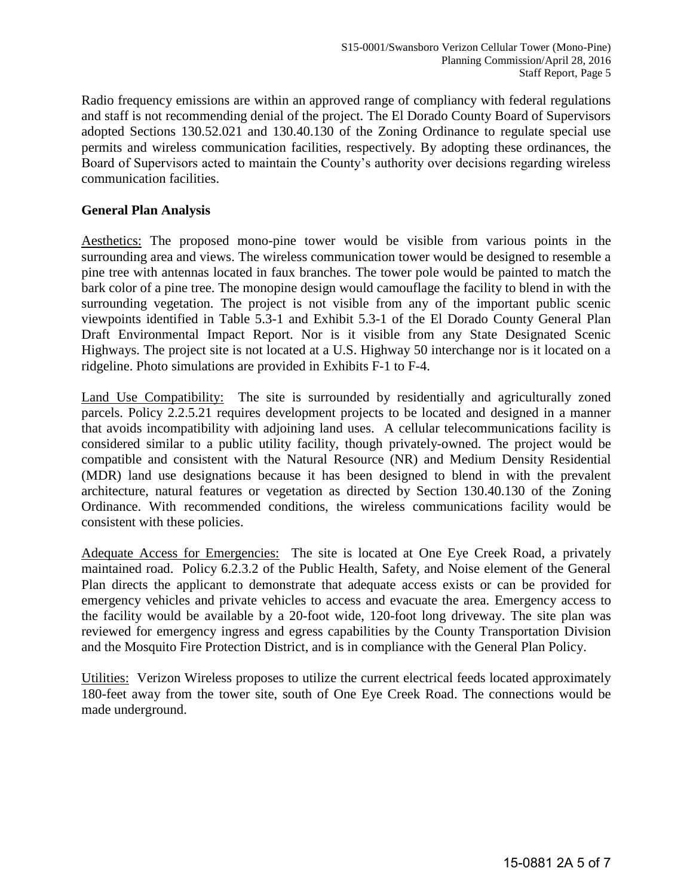Radio frequency emissions are within an approved range of compliancy with federal regulations and staff is not recommending denial of the project. The El Dorado County Board of Supervisors adopted Sections 130.52.021 and 130.40.130 of the Zoning Ordinance to regulate special use permits and wireless communication facilities, respectively. By adopting these ordinances, the Board of Supervisors acted to maintain the County's authority over decisions regarding wireless communication facilities.

**General Plan Analysis**

Aesthetics: The proposed mono-pine tower would be visible from various points in the surrounding area and views. The wireless communication tower would be designed to resemble a pine tree with antennas located in faux branches. The tower pole would be painted to match the bark color of a pine tree. The monopine design would camouflage the facility to blend in with the surrounding vegetation. The project is not visible from any of the important public scenic viewpoints identified in Table 5.3-1 and Exhibit 5.3-1 of the El Dorado County General Plan Draft Environmental Impact Report. Nor is it visible from any State Designated Scenic Highways. The project site is not located at a U.S. Highway 50 interchange nor is it located on a ridgeline. Photo simulations are provided in Exhibits F-1 to F-4.

Land Use Compatibility: The site is surrounded by residentially and agriculturally zoned parcels. Policy 2.2.5.21 requires development projects to be located and designed in a manner that avoids incompatibility with adjoining land uses. A cellular telecommunications facility is considered similar to a public utility facility, though privately-owned. The project would be compatible and consistent with the Natural Resource (NR) and Medium Density Residential (MDR) land use designations because it has been designed to blend in with the prevalent architecture, natural features or vegetation as directed by Section 130.40.130 of the Zoning Ordinance. With recommended conditions, the wireless communications facility would be consistent with these policies.

Adequate Access for Emergencies: The site is located at One Eye Creek Road, a privately maintained road. Policy 6.2.3.2 of the Public Health, Safety, and Noise element of the General Plan directs the applicant to demonstrate that adequate access exists or can be provided for emergency vehicles and private vehicles to access and evacuate the area. Emergency access to the facility would be available by a 20-foot wide, 120-foot long driveway. The site plan was reviewed for emergency ingress and egress capabilities by the County Transportation Division and the Mosquito Fire Protection District, and is in compliance with the General Plan Policy.

Utilities: Verizon Wireless proposes to utilize the current electrical feeds located approximately 180-feet away from the tower site, south of One Eye Creek Road. The connections would be made underground.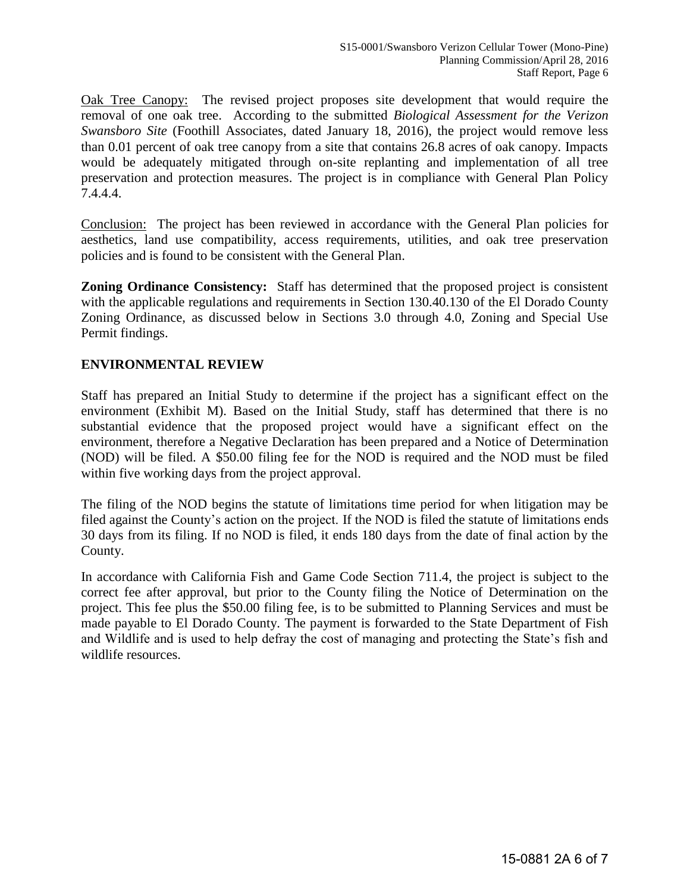<u>Oak Tree Canopy:</u> The revised project proposes site development that would require the removal of one oak tree. According to the submitted *Biological Assessment for the Verizon Swansboro Site* (Foothill Associates, dated January 18, 2016), the project would remove less than 0.01 percent of oak tree canopy from a site that contains 26.8 acres of oak canopy. Impacts would be adequately mitigated through on-site replanting and implementation of all tree preservation and protection measures. The project is in compliance with General Plan Policy 7.4.4.4.

<u>Conclusion:</u> The project has been reviewed in accordance with the General Plan policies for aesthetics, land use compatibility, access requirements, utilities, and oak tree preservation policies and is found to be consistent with the General Plan.

**Zoning Ordinance Consistency:** Staff has determined that the proposed project is consistent with the applicable regulations and requirements in Section 130.40.130 of the El Dorado County Zoning Ordinance, as discussed below in Sections 3.0 through 4.0, Zoning and Special Use Permit findings.

## ENVIRONMENTAL REVIEW

Staff has prepared an Initial Study to determine if the project has a significant effect on the environment (Exhibit M). Based on the Initial Study, staff has determined that there is no substantial evidence that the proposed project would have a significant effect on the environment, therefore a Negative Declaration has been prepared and a Notice of Determination (NOD) will be filed. A $50.00 filing fee for the NOD is required and the NOD must be filed within five working days from the project approval.

The filing of the NOD begins the statute of limitations time period for when litigation may be filed against the County's action on the project. If the NOD is filed the statute of limitations ends 30 days from its filing. If no NOD is filed, it ends 180 days from the date of final action by the County.

In accordance with California Fish and Game Code Section 711.4, the project is subject to the correct fee after approval, but prior to the County filing the Notice of Determination on the project. This fee plus the $50.00 filing fee, is to be submitted to Planning Services and must be made payable to El Dorado County. The payment is forwarded to the State Department of Fish and Wildlife and is used to help defray the cost of managing and protecting the State's fish and wildlife resources.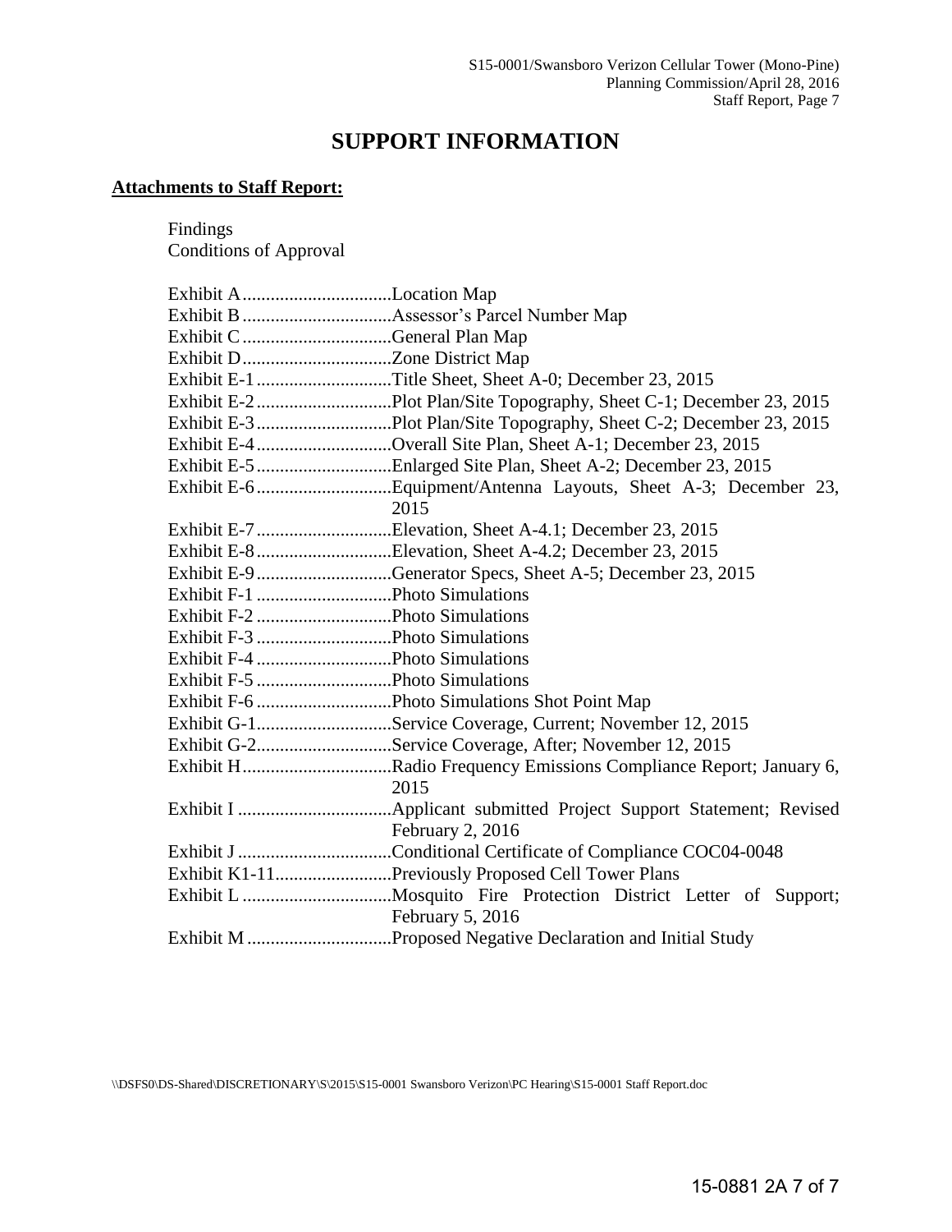# SUPPORT INFORMATION

**Attachments to Staff Report:**

Findings
Conditions of Approval

| | |
|---|---|
| Exhibit A | Location Map |
| Exhibit B | Assessor's Parcel Number Map |
| Exhibit C | General Plan Map |
| Exhibit D | Zone District Map |
| Exhibit E-1 | Title Sheet, Sheet A-0; December 23, 2015 |
| Exhibit E-2 | Plot Plan/Site Topography, Sheet C-1; December 23, 2015 |
| Exhibit E-3 | Plot Plan/Site Topography, Sheet C-2; December 23, 2015 |
| Exhibit E-4 | Overall Site Plan, Sheet A-1; December 23, 2015 |
| Exhibit E-5 | Enlarged Site Plan, Sheet A-2; December 23, 2015 |
| Exhibit E-6 | Equipment/Antenna Layouts, Sheet A-3; December 23, 2015 |
| Exhibit E-7 | Elevation, Sheet A-4.1; December 23, 2015 |
| Exhibit E-8 | Elevation, Sheet A-4.2; December 23, 2015 |
| Exhibit E-9 | Generator Specs, Sheet A-5; December 23, 2015 |
| Exhibit F-1 | Photo Simulations |
| Exhibit F-2 | Photo Simulations |
| Exhibit F-3 | Photo Simulations |
| Exhibit F-4 | Photo Simulations |
| Exhibit F-5 | Photo Simulations |
| Exhibit F-6 | Photo Simulations Shot Point Map |
| Exhibit G-1 | Service Coverage, Current; November 12, 2015 |
| Exhibit G-2 | Service Coverage, After; November 12, 2015 |
| Exhibit H | Radio Frequency Emissions Compliance Report; January 6, 2015 |
| Exhibit I | Applicant submitted Project Support Statement; Revised February 2, 2016 |
| Exhibit J | Conditional Certificate of Compliance COC04-0048 |
| Exhibit K1-11 | Previously Proposed Cell Tower Plans |
| Exhibit L | Mosquito Fire Protection District Letter of Support; February 5, 2016 |
| Exhibit M | Proposed Negative Declaration and Initial Study |

\\DSFS0\DS-Shared\DISCRETIONARY\S\2015\S15-0001 Swansboro Verizon\PC Hearing\S15-0001 Staff Report.doc